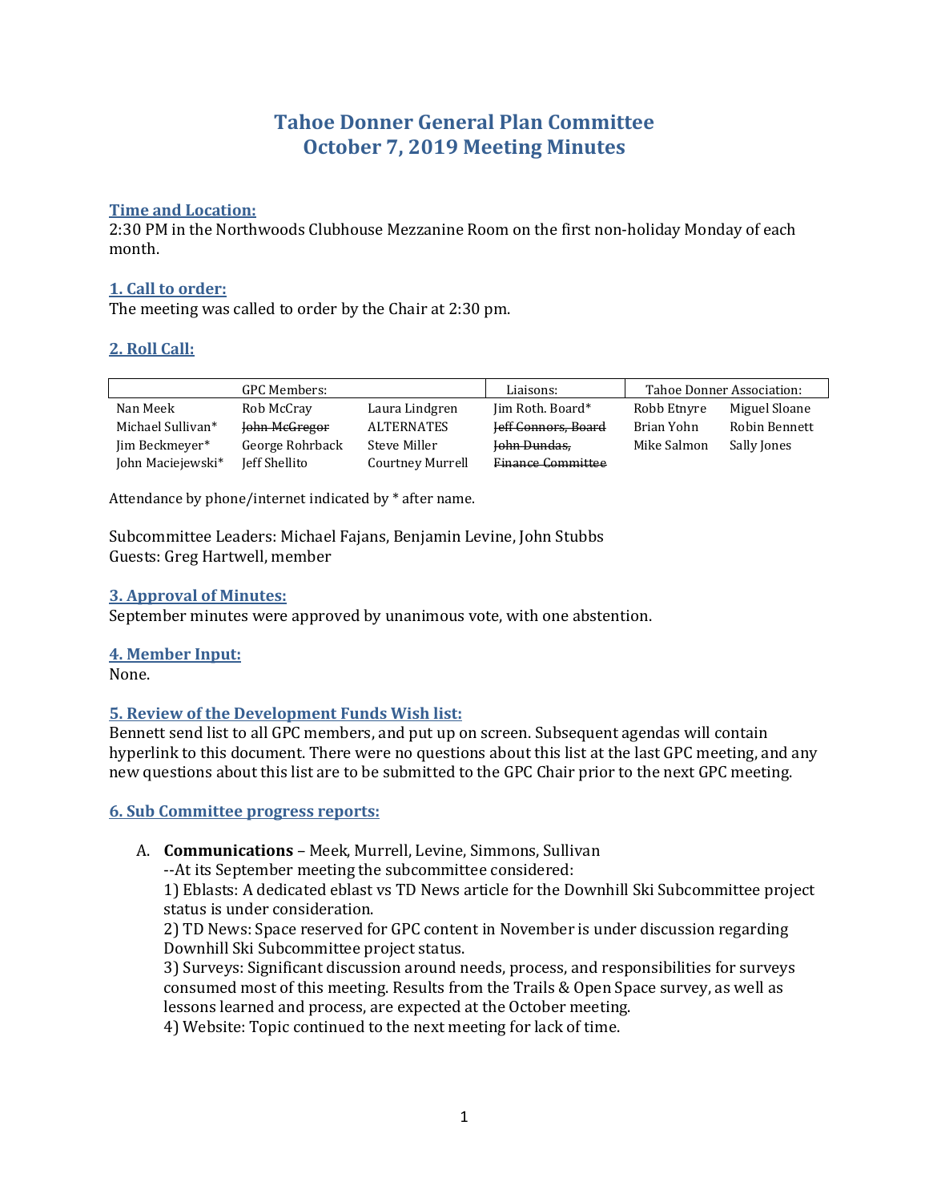# Tahoe Donner General Plan Committee
# October 7, 2019 Meeting Minutes

**Time and Location:**
2:30 PM in the Northwoods Clubhouse Mezzanine Room on the first non-holiday Monday of each month.

**1. Call to order:**
The meeting was called to order by the Chair at 2:30 pm.

**2. Roll Call:**

| GPC Members: | | | Liaisons: | Tahoe Donner Association: | |
|---|---|---|---|---|---|
| Nan Meek | Rob McCray | Laura Lindgren | Jim Roth. Board* | Robb Etnyre | Miguel Sloane |
| Michael Sullivan* | ~~John McGregor~~ | ALTERNATES | ~~Jeff Connors, Board~~ | Brian Yohn | Robin Bennett |
| Jim Beckmeyer* | George Rohrback | Steve Miller | ~~John Dundas,~~ | Mike Salmon | Sally Jones |
| John Maciejewski* | Jeff Shellito | Courtney Murrell | ~~Finance Committee~~ | | |

Attendance by phone/internet indicated by * after name.

Subcommittee Leaders: Michael Fajans, Benjamin Levine, John Stubbs
Guests: Greg Hartwell, member

**3. Approval of Minutes:**
September minutes were approved by unanimous vote, with one abstention.

**4. Member Input:**
None.

**5. Review of the Development Funds Wish list:**
Bennett send list to all GPC members, and put up on screen. Subsequent agendas will contain hyperlink to this document. There were no questions about this list at the last GPC meeting, and any new questions about this list are to be submitted to the GPC Chair prior to the next GPC meeting.

**6. Sub Committee progress reports:**

A. **Communications** – Meek, Murrell, Levine, Simmons, Sullivan
--At its September meeting the subcommittee considered:
1) Eblasts: A dedicated eblast vs TD News article for the Downhill Ski Subcommittee project status is under consideration.
2) TD News: Space reserved for GPC content in November is under discussion regarding Downhill Ski Subcommittee project status.
3) Surveys: Significant discussion around needs, process, and responsibilities for surveys consumed most of this meeting. Results from the Trails & Open Space survey, as well as lessons learned and process, are expected at the October meeting.
4) Website: Topic continued to the next meeting for lack of time.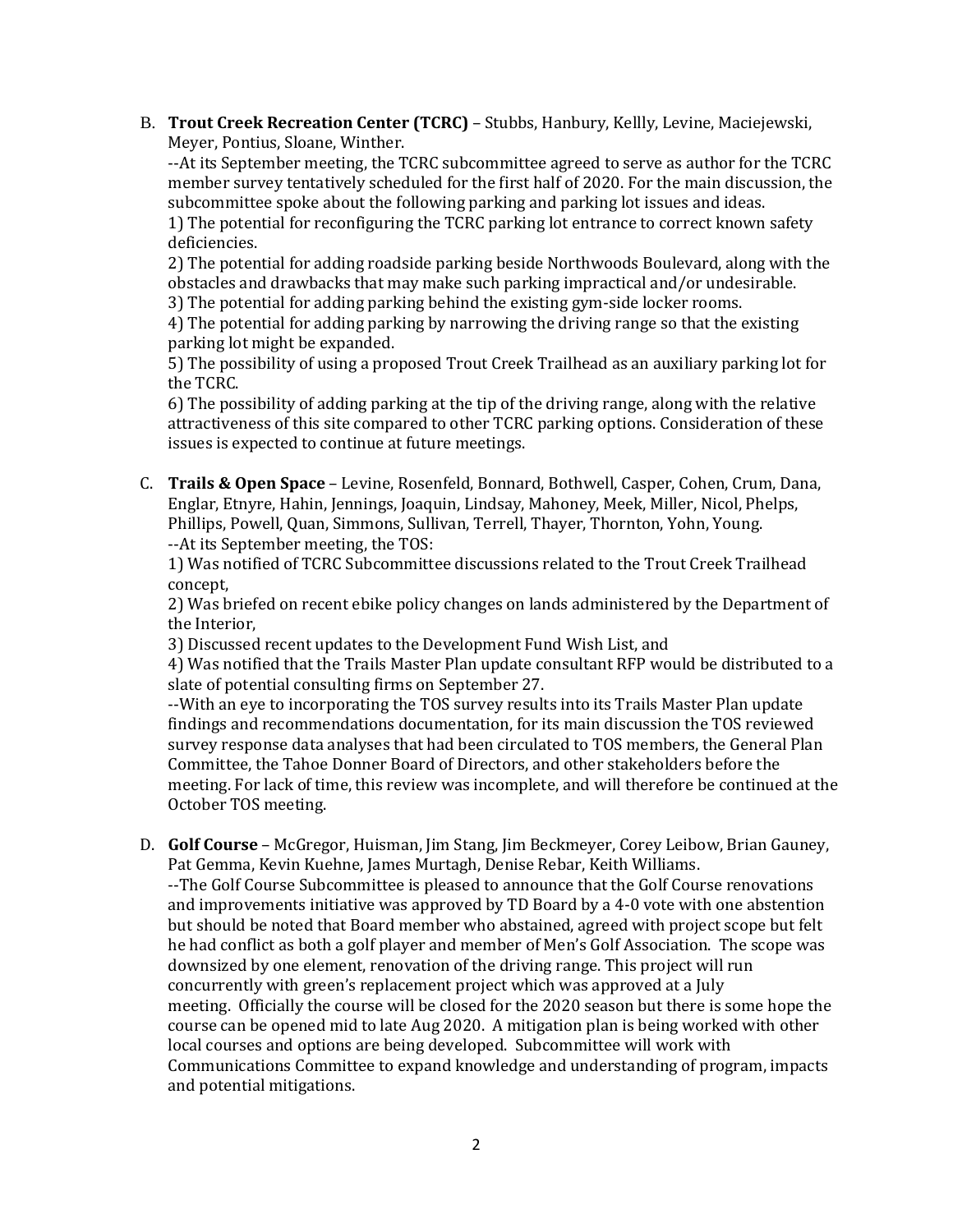B. **Trout Creek Recreation Center (TCRC)** – Stubbs, Hanbury, Kellly, Levine, Maciejewski, Meyer, Pontius, Sloane, Winther.

--At its September meeting, the TCRC subcommittee agreed to serve as author for the TCRC member survey tentatively scheduled for the first half of 2020. For the main discussion, the subcommittee spoke about the following parking and parking lot issues and ideas.

1) The potential for reconfiguring the TCRC parking lot entrance to correct known safety deficiencies.

2) The potential for adding roadside parking beside Northwoods Boulevard, along with the obstacles and drawbacks that may make such parking impractical and/or undesirable.

3) The potential for adding parking behind the existing gym-side locker rooms.

4) The potential for adding parking by narrowing the driving range so that the existing parking lot might be expanded.

5) The possibility of using a proposed Trout Creek Trailhead as an auxiliary parking lot for the TCRC.

6) The possibility of adding parking at the tip of the driving range, along with the relative attractiveness of this site compared to other TCRC parking options. Consideration of these issues is expected to continue at future meetings.

C. **Trails & Open Space** – Levine, Rosenfeld, Bonnard, Bothwell, Casper, Cohen, Crum, Dana, Englar, Etnyre, Hahin, Jennings, Joaquin, Lindsay, Mahoney, Meek, Miller, Nicol, Phelps, Phillips, Powell, Quan, Simmons, Sullivan, Terrell, Thayer, Thornton, Yohn, Young.

--At its September meeting, the TOS:

1) Was notified of TCRC Subcommittee discussions related to the Trout Creek Trailhead concept,

2) Was briefed on recent ebike policy changes on lands administered by the Department of the Interior,

3) Discussed recent updates to the Development Fund Wish List, and

4) Was notified that the Trails Master Plan update consultant RFP would be distributed to a slate of potential consulting firms on September 27.

--With an eye to incorporating the TOS survey results into its Trails Master Plan update findings and recommendations documentation, for its main discussion the TOS reviewed survey response data analyses that had been circulated to TOS members, the General Plan Committee, the Tahoe Donner Board of Directors, and other stakeholders before the meeting. For lack of time, this review was incomplete, and will therefore be continued at the October TOS meeting.

D. **Golf Course** – McGregor, Huisman, Jim Stang, Jim Beckmeyer, Corey Leibow, Brian Gauney, Pat Gemma, Kevin Kuehne, James Murtagh, Denise Rebar, Keith Williams.

--The Golf Course Subcommittee is pleased to announce that the Golf Course renovations and improvements initiative was approved by TD Board by a 4-0 vote with one abstention but should be noted that Board member who abstained, agreed with project scope but felt he had conflict as both a golf player and member of Men's Golf Association. The scope was downsized by one element, renovation of the driving range. This project will run concurrently with green's replacement project which was approved at a July meeting. Officially the course will be closed for the 2020 season but there is some hope the course can be opened mid to late Aug 2020. A mitigation plan is being worked with other local courses and options are being developed. Subcommittee will work with Communications Committee to expand knowledge and understanding of program, impacts and potential mitigations.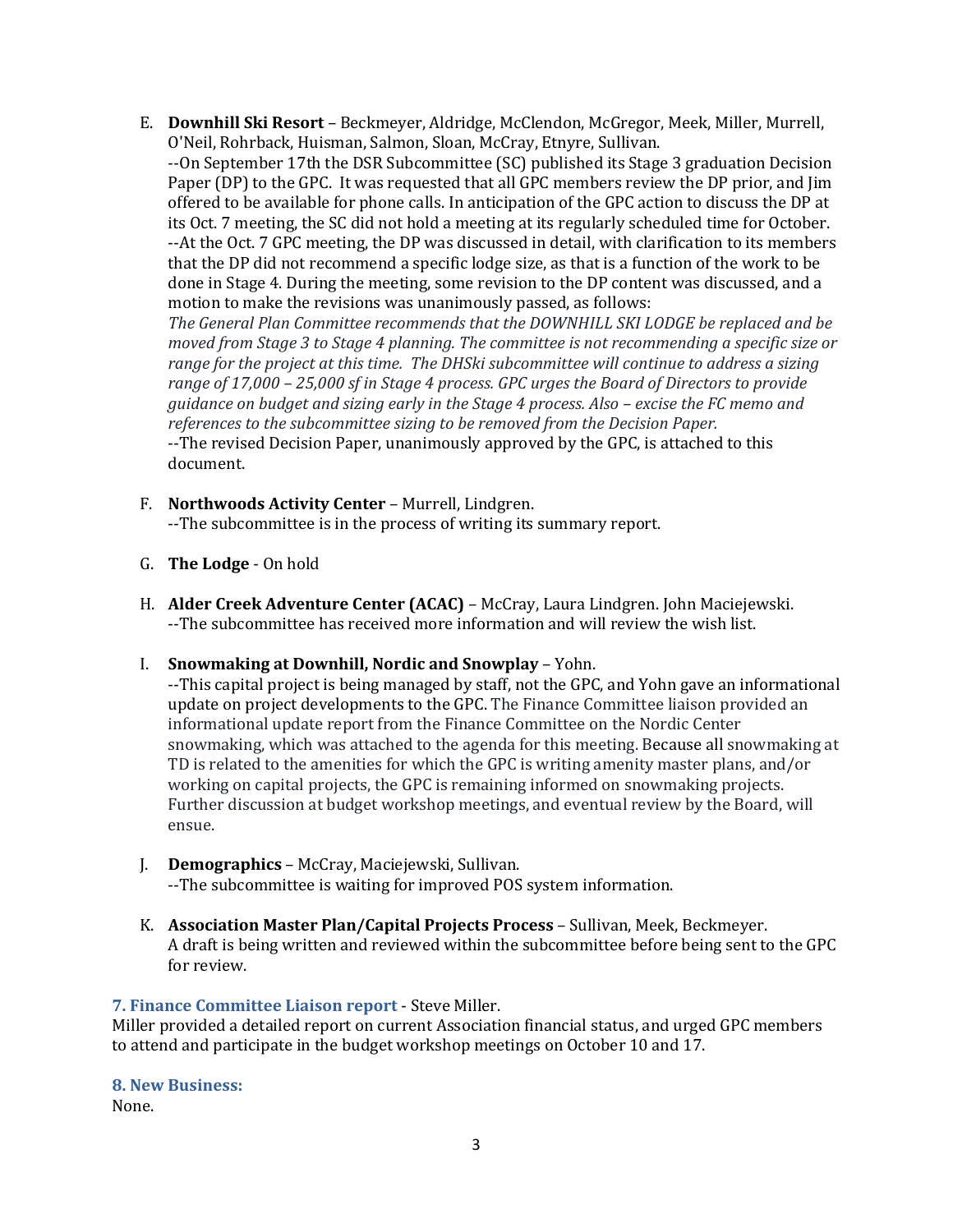E. **Downhill Ski Resort** – Beckmeyer, Aldridge, McClendon, McGregor, Meek, Miller, Murrell, O'Neil, Rohrback, Huisman, Salmon, Sloan, McCray, Etnyre, Sullivan.
--On September 17th the DSR Subcommittee (SC) published its Stage 3 graduation Decision Paper (DP) to the GPC. It was requested that all GPC members review the DP prior, and Jim offered to be available for phone calls. In anticipation of the GPC action to discuss the DP at its Oct. 7 meeting, the SC did not hold a meeting at its regularly scheduled time for October.
--At the Oct. 7 GPC meeting, the DP was discussed in detail, with clarification to its members that the DP did not recommend a specific lodge size, as that is a function of the work to be done in Stage 4. During the meeting, some revision to the DP content was discussed, and a motion to make the revisions was unanimously passed, as follows:
*The General Plan Committee recommends that the DOWNHILL SKI LODGE be replaced and be moved from Stage 3 to Stage 4 planning. The committee is not recommending a specific size or range for the project at this time. The DHSki subcommittee will continue to address a sizing range of 17,000 – 25,000 sf in Stage 4 process. GPC urges the Board of Directors to provide guidance on budget and sizing early in the Stage 4 process. Also – excise the FC memo and references to the subcommittee sizing to be removed from the Decision Paper.*
--The revised Decision Paper, unanimously approved by the GPC, is attached to this document.

F. **Northwoods Activity Center** – Murrell, Lindgren.
--The subcommittee is in the process of writing its summary report.

G. **The Lodge** - On hold

H. **Alder Creek Adventure Center (ACAC)** – McCray, Laura Lindgren. John Maciejewski.
--The subcommittee has received more information and will review the wish list.

I. **Snowmaking at Downhill, Nordic and Snowplay** – Yohn.
--This capital project is being managed by staff, not the GPC, and Yohn gave an informational update on project developments to the GPC. The Finance Committee liaison provided an informational update report from the Finance Committee on the Nordic Center snowmaking, which was attached to the agenda for this meeting. Because all snowmaking at TD is related to the amenities for which the GPC is writing amenity master plans, and/or working on capital projects, the GPC is remaining informed on snowmaking projects. Further discussion at budget workshop meetings, and eventual review by the Board, will ensue.

J. **Demographics** – McCray, Maciejewski, Sullivan.
--The subcommittee is waiting for improved POS system information.

K. **Association Master Plan/Capital Projects Process** – Sullivan, Meek, Beckmeyer.
A draft is being written and reviewed within the subcommittee before being sent to the GPC for review.

### 7. Finance Committee Liaison report - Steve Miller.

Miller provided a detailed report on current Association financial status, and urged GPC members to attend and participate in the budget workshop meetings on October 10 and 17.

### 8. New Business:

None.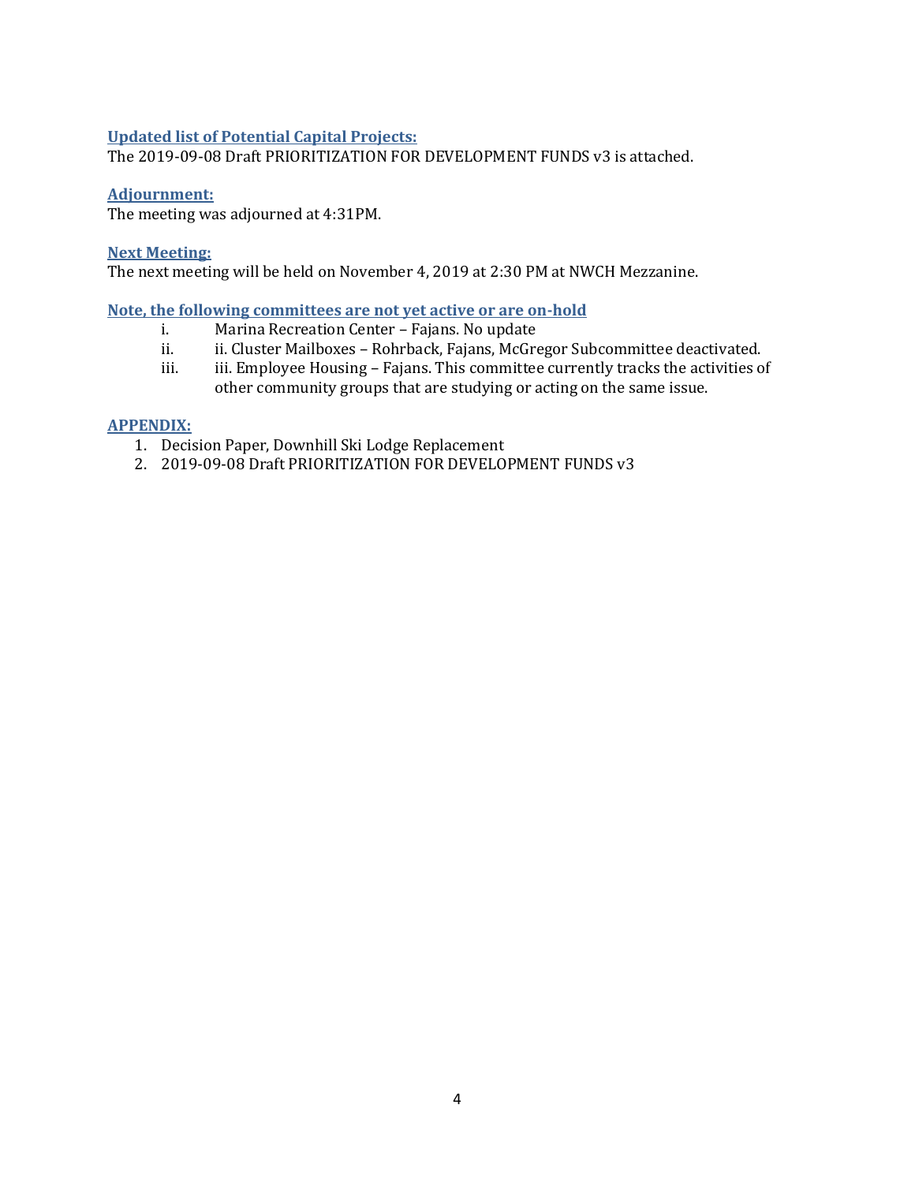### Updated list of Potential Capital Projects:

The 2019-09-08 Draft PRIORITIZATION FOR DEVELOPMENT FUNDS v3 is attached.

### Adjournment:

The meeting was adjourned at 4:31PM.

### Next Meeting:

The next meeting will be held on November 4, 2019 at 2:30 PM at NWCH Mezzanine.

### Note, the following committees are not yet active or are on-hold

i. Marina Recreation Center – Fajans. No update

ii. ii. Cluster Mailboxes – Rohrback, Fajans, McGregor Subcommittee deactivated.

iii. iii. Employee Housing – Fajans. This committee currently tracks the activities of other community groups that are studying or acting on the same issue.

### APPENDIX:

1. Decision Paper, Downhill Ski Lodge Replacement
2. 2019-09-08 Draft PRIORITIZATION FOR DEVELOPMENT FUNDS v3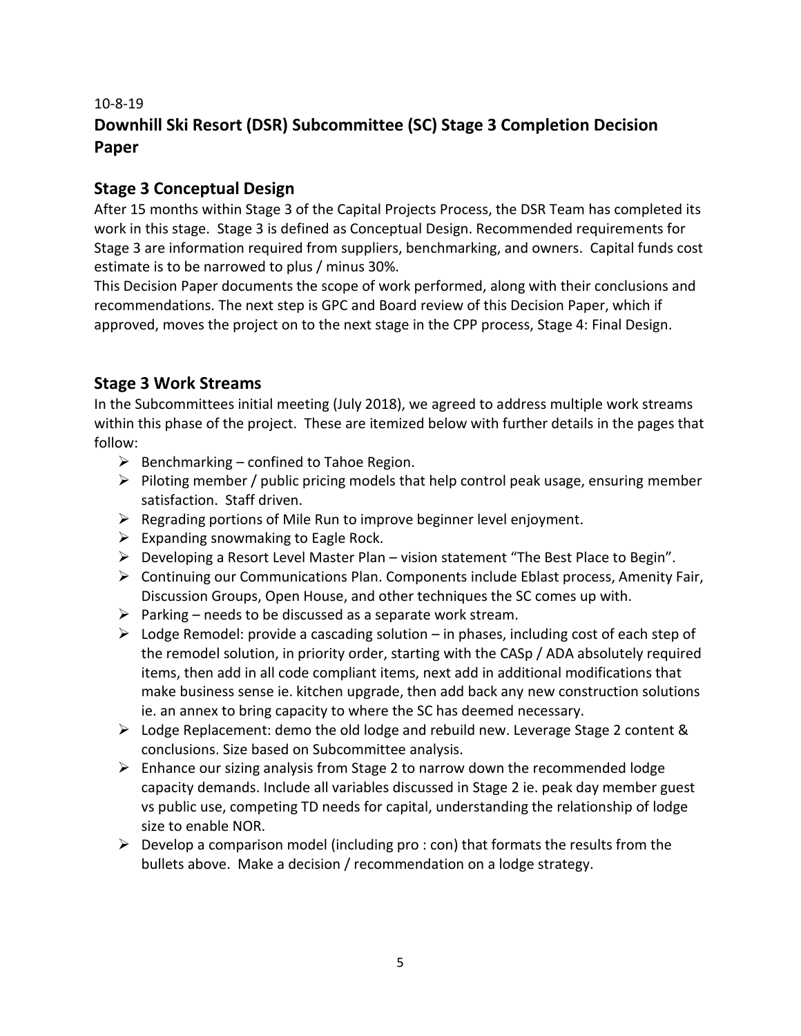10-8-19

# Downhill Ski Resort (DSR) Subcommittee (SC) Stage 3 Completion Decision Paper

## Stage 3 Conceptual Design

After 15 months within Stage 3 of the Capital Projects Process, the DSR Team has completed its work in this stage. Stage 3 is defined as Conceptual Design. Recommended requirements for Stage 3 are information required from suppliers, benchmarking, and owners. Capital funds cost estimate is to be narrowed to plus / minus 30%.

This Decision Paper documents the scope of work performed, along with their conclusions and recommendations. The next step is GPC and Board review of this Decision Paper, which if approved, moves the project on to the next stage in the CPP process, Stage 4: Final Design.

## Stage 3 Work Streams

In the Subcommittees initial meeting (July 2018), we agreed to address multiple work streams within this phase of the project. These are itemized below with further details in the pages that follow:

- Benchmarking – confined to Tahoe Region.
- Piloting member / public pricing models that help control peak usage, ensuring member satisfaction. Staff driven.
- Regrading portions of Mile Run to improve beginner level enjoyment.
- Expanding snowmaking to Eagle Rock.
- Developing a Resort Level Master Plan – vision statement "The Best Place to Begin".
- Continuing our Communications Plan. Components include Eblast process, Amenity Fair, Discussion Groups, Open House, and other techniques the SC comes up with.
- Parking – needs to be discussed as a separate work stream.
- Lodge Remodel: provide a cascading solution – in phases, including cost of each step of the remodel solution, in priority order, starting with the CASp / ADA absolutely required items, then add in all code compliant items, next add in additional modifications that make business sense ie. kitchen upgrade, then add back any new construction solutions ie. an annex to bring capacity to where the SC has deemed necessary.
- Lodge Replacement: demo the old lodge and rebuild new. Leverage Stage 2 content & conclusions. Size based on Subcommittee analysis.
- Enhance our sizing analysis from Stage 2 to narrow down the recommended lodge capacity demands. Include all variables discussed in Stage 2 ie. peak day member guest vs public use, competing TD needs for capital, understanding the relationship of lodge size to enable NOR.
- Develop a comparison model (including pro : con) that formats the results from the bullets above. Make a decision / recommendation on a lodge strategy.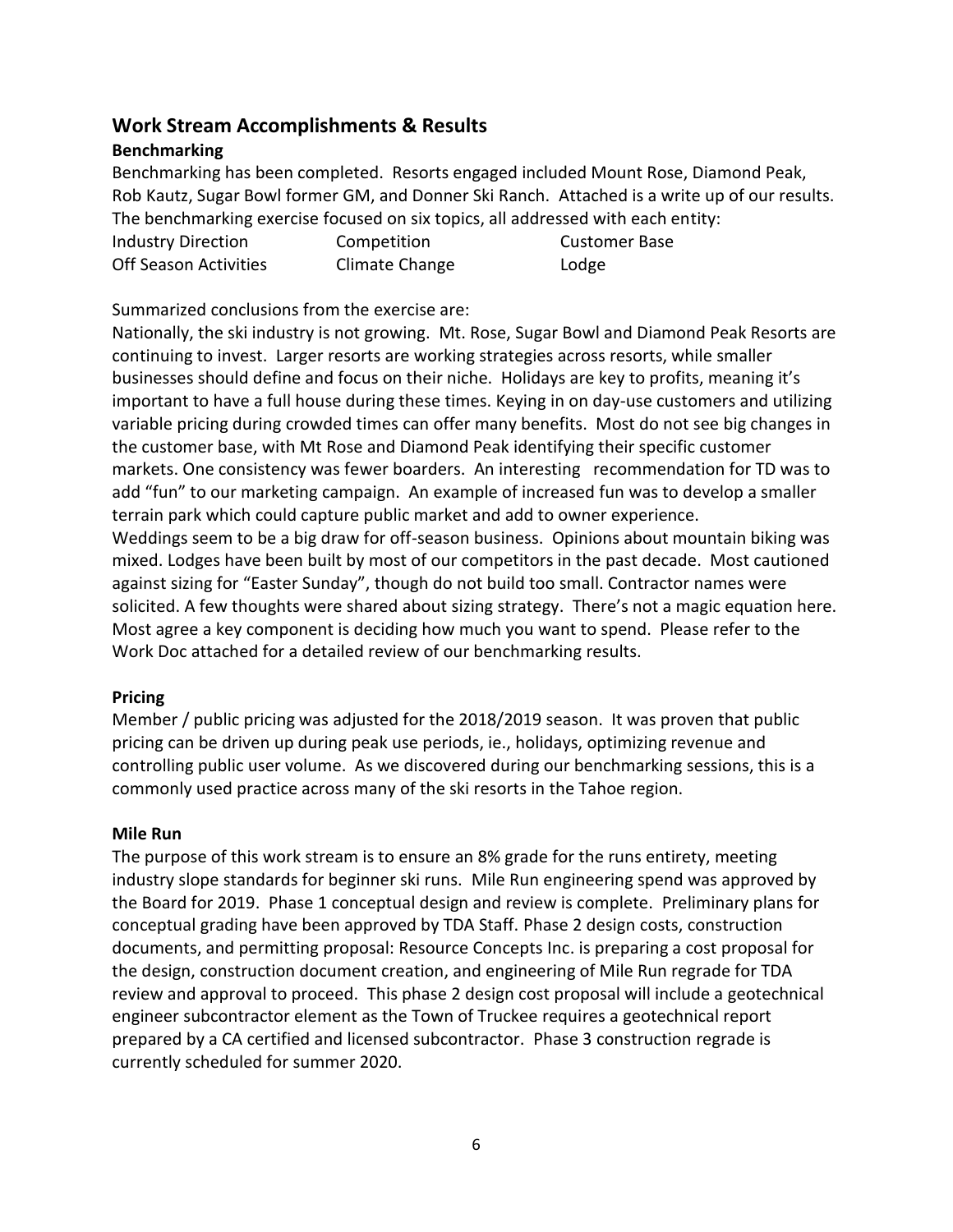## Work Stream Accomplishments & Results

### Benchmarking

Benchmarking has been completed. Resorts engaged included Mount Rose, Diamond Peak, Rob Kautz, Sugar Bowl former GM, and Donner Ski Ranch. Attached is a write up of our results. The benchmarking exercise focused on six topics, all addressed with each entity:

| | | |
|---|---|---|
| Industry Direction | Competition | Customer Base |
| Off Season Activities | Climate Change | Lodge |

Summarized conclusions from the exercise are:

Nationally, the ski industry is not growing. Mt. Rose, Sugar Bowl and Diamond Peak Resorts are continuing to invest. Larger resorts are working strategies across resorts, while smaller businesses should define and focus on their niche. Holidays are key to profits, meaning it's important to have a full house during these times. Keying in on day-use customers and utilizing variable pricing during crowded times can offer many benefits. Most do not see big changes in the customer base, with Mt Rose and Diamond Peak identifying their specific customer markets. One consistency was fewer boarders. An interesting recommendation for TD was to add "fun" to our marketing campaign. An example of increased fun was to develop a smaller terrain park which could capture public market and add to owner experience.

Weddings seem to be a big draw for off-season business. Opinions about mountain biking was mixed. Lodges have been built by most of our competitors in the past decade. Most cautioned against sizing for "Easter Sunday", though do not build too small. Contractor names were solicited. A few thoughts were shared about sizing strategy. There's not a magic equation here. Most agree a key component is deciding how much you want to spend. Please refer to the Work Doc attached for a detailed review of our benchmarking results.

### Pricing

Member / public pricing was adjusted for the 2018/2019 season. It was proven that public pricing can be driven up during peak use periods, ie., holidays, optimizing revenue and controlling public user volume. As we discovered during our benchmarking sessions, this is a commonly used practice across many of the ski resorts in the Tahoe region.

### Mile Run

The purpose of this work stream is to ensure an 8% grade for the runs entirety, meeting industry slope standards for beginner ski runs. Mile Run engineering spend was approved by the Board for 2019. Phase 1 conceptual design and review is complete. Preliminary plans for conceptual grading have been approved by TDA Staff. Phase 2 design costs, construction documents, and permitting proposal: Resource Concepts Inc. is preparing a cost proposal for the design, construction document creation, and engineering of Mile Run regrade for TDA review and approval to proceed. This phase 2 design cost proposal will include a geotechnical engineer subcontractor element as the Town of Truckee requires a geotechnical report prepared by a CA certified and licensed subcontractor. Phase 3 construction regrade is currently scheduled for summer 2020.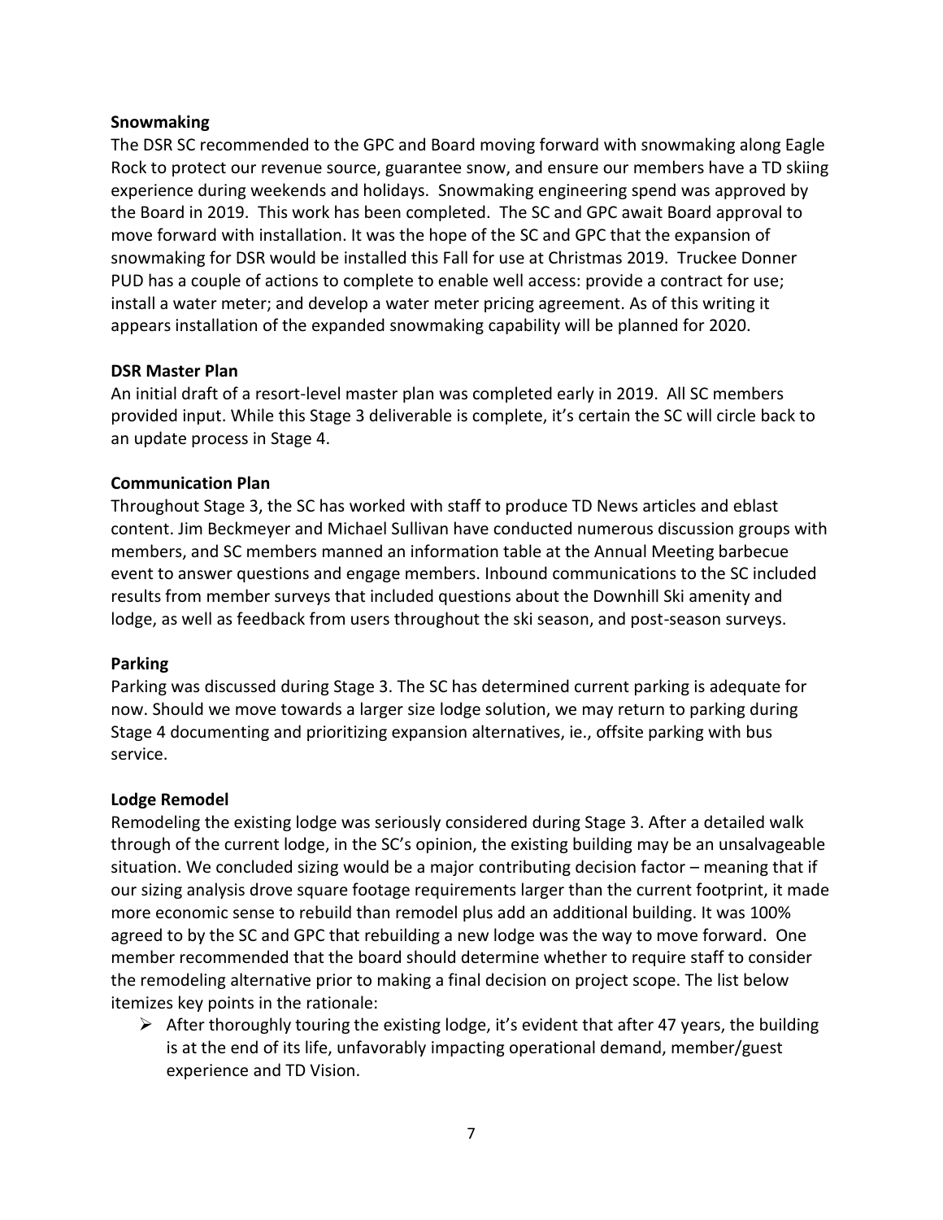**Snowmaking**

The DSR SC recommended to the GPC and Board moving forward with snowmaking along Eagle Rock to protect our revenue source, guarantee snow, and ensure our members have a TD skiing experience during weekends and holidays. Snowmaking engineering spend was approved by the Board in 2019. This work has been completed. The SC and GPC await Board approval to move forward with installation. It was the hope of the SC and GPC that the expansion of snowmaking for DSR would be installed this Fall for use at Christmas 2019. Truckee Donner PUD has a couple of actions to complete to enable well access: provide a contract for use; install a water meter; and develop a water meter pricing agreement. As of this writing it appears installation of the expanded snowmaking capability will be planned for 2020.

**DSR Master Plan**

An initial draft of a resort-level master plan was completed early in 2019. All SC members provided input. While this Stage 3 deliverable is complete, it's certain the SC will circle back to an update process in Stage 4.

**Communication Plan**

Throughout Stage 3, the SC has worked with staff to produce TD News articles and eblast content. Jim Beckmeyer and Michael Sullivan have conducted numerous discussion groups with members, and SC members manned an information table at the Annual Meeting barbecue event to answer questions and engage members. Inbound communications to the SC included results from member surveys that included questions about the Downhill Ski amenity and lodge, as well as feedback from users throughout the ski season, and post-season surveys.

**Parking**

Parking was discussed during Stage 3. The SC has determined current parking is adequate for now. Should we move towards a larger size lodge solution, we may return to parking during Stage 4 documenting and prioritizing expansion alternatives, ie., offsite parking with bus service.

**Lodge Remodel**

Remodeling the existing lodge was seriously considered during Stage 3. After a detailed walk through of the current lodge, in the SC's opinion, the existing building may be an unsalvageable situation. We concluded sizing would be a major contributing decision factor – meaning that if our sizing analysis drove square footage requirements larger than the current footprint, it made more economic sense to rebuild than remodel plus add an additional building. It was 100% agreed to by the SC and GPC that rebuilding a new lodge was the way to move forward. One member recommended that the board should determine whether to require staff to consider the remodeling alternative prior to making a final decision on project scope. The list below itemizes key points in the rationale:

- After thoroughly touring the existing lodge, it's evident that after 47 years, the building is at the end of its life, unfavorably impacting operational demand, member/guest experience and TD Vision.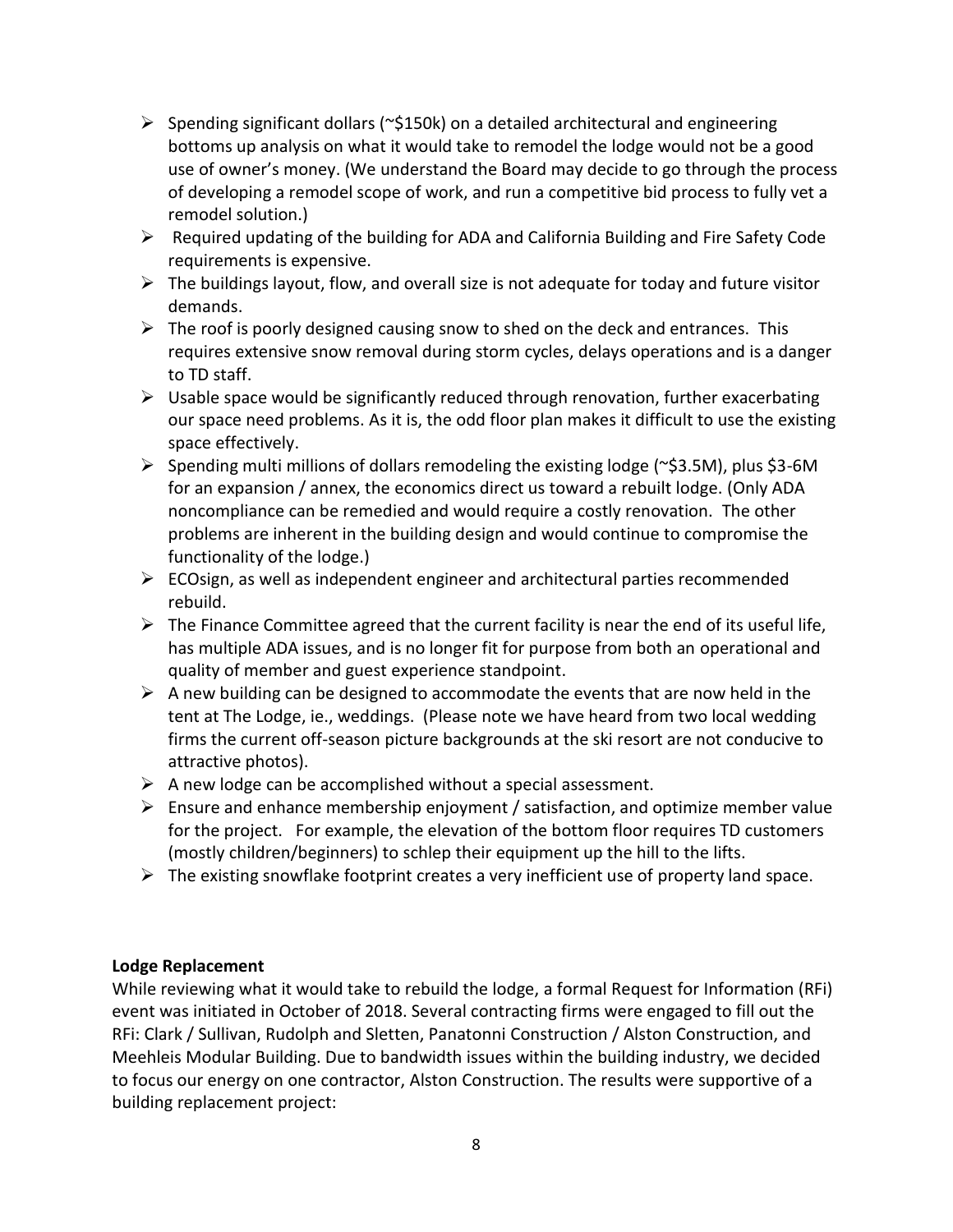- Spending significant dollars (~$150k) on a detailed architectural and engineering bottoms up analysis on what it would take to remodel the lodge would not be a good use of owner's money. (We understand the Board may decide to go through the process of developing a remodel scope of work, and run a competitive bid process to fully vet a remodel solution.)
- Required updating of the building for ADA and California Building and Fire Safety Code requirements is expensive.
- The buildings layout, flow, and overall size is not adequate for today and future visitor demands.
- The roof is poorly designed causing snow to shed on the deck and entrances. This requires extensive snow removal during storm cycles, delays operations and is a danger to TD staff.
- Usable space would be significantly reduced through renovation, further exacerbating our space need problems. As it is, the odd floor plan makes it difficult to use the existing space effectively.
- Spending multi millions of dollars remodeling the existing lodge (~$3.5M), plus $3-6M for an expansion / annex, the economics direct us toward a rebuilt lodge. (Only ADA noncompliance can be remedied and would require a costly renovation. The other problems are inherent in the building design and would continue to compromise the functionality of the lodge.)
- ECOsign, as well as independent engineer and architectural parties recommended rebuild.
- The Finance Committee agreed that the current facility is near the end of its useful life, has multiple ADA issues, and is no longer fit for purpose from both an operational and quality of member and guest experience standpoint.
- A new building can be designed to accommodate the events that are now held in the tent at The Lodge, ie., weddings. (Please note we have heard from two local wedding firms the current off-season picture backgrounds at the ski resort are not conducive to attractive photos).
- A new lodge can be accomplished without a special assessment.
- Ensure and enhance membership enjoyment / satisfaction, and optimize member value for the project. For example, the elevation of the bottom floor requires TD customers (mostly children/beginners) to schlep their equipment up the hill to the lifts.
- The existing snowflake footprint creates a very inefficient use of property land space.

**Lodge Replacement**

While reviewing what it would take to rebuild the lodge, a formal Request for Information (RFi) event was initiated in October of 2018. Several contracting firms were engaged to fill out the RFi: Clark / Sullivan, Rudolph and Sletten, Panatonni Construction / Alston Construction, and Meehleis Modular Building. Due to bandwidth issues within the building industry, we decided to focus our energy on one contractor, Alston Construction. The results were supportive of a building replacement project: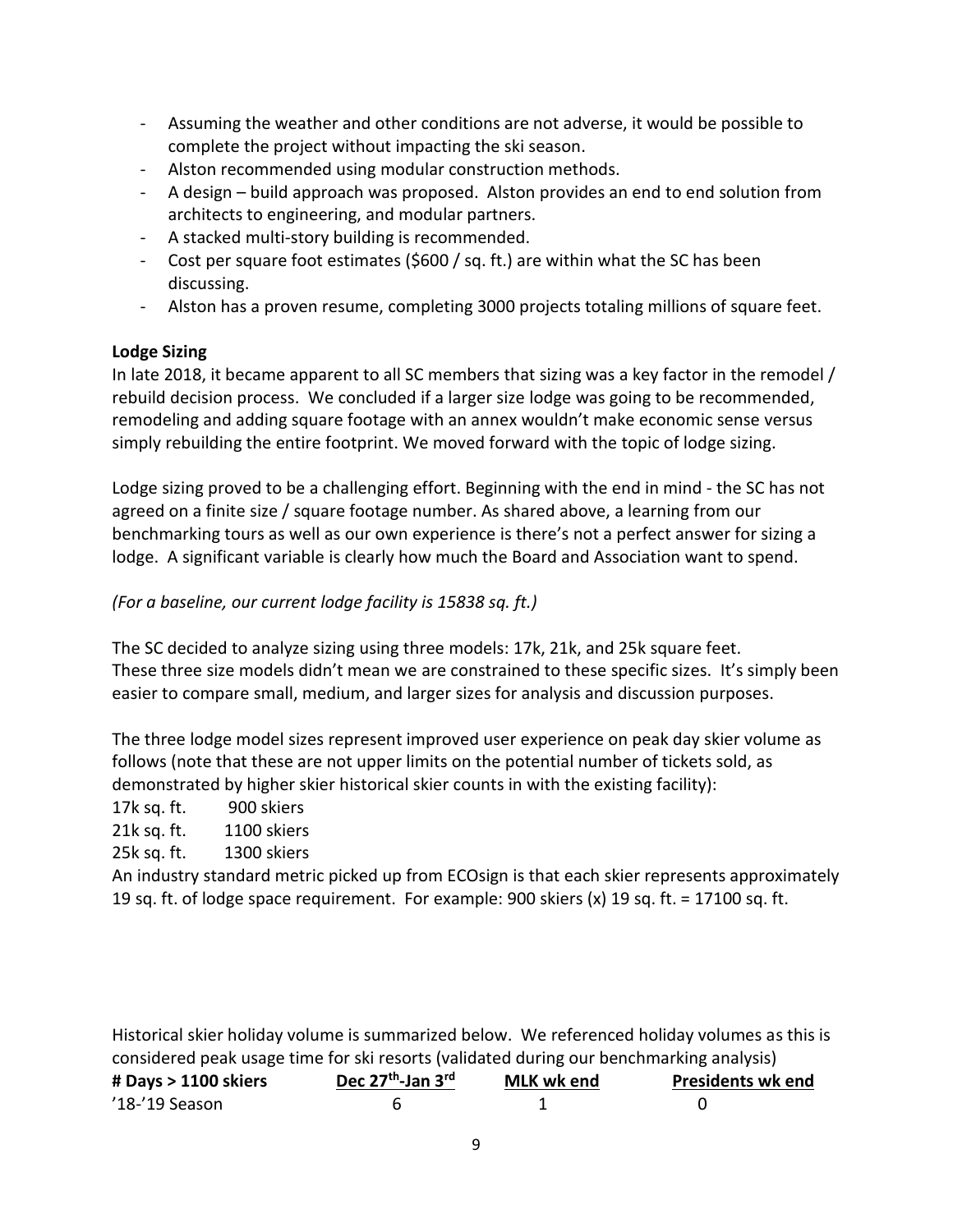- Assuming the weather and other conditions are not adverse, it would be possible to complete the project without impacting the ski season.
- Alston recommended using modular construction methods.
- A design – build approach was proposed. Alston provides an end to end solution from architects to engineering, and modular partners.
- A stacked multi-story building is recommended.
- Cost per square foot estimates ($600 / sq. ft.) are within what the SC has been discussing.
- Alston has a proven resume, completing 3000 projects totaling millions of square feet.

**Lodge Sizing**

In late 2018, it became apparent to all SC members that sizing was a key factor in the remodel / rebuild decision process. We concluded if a larger size lodge was going to be recommended, remodeling and adding square footage with an annex wouldn't make economic sense versus simply rebuilding the entire footprint. We moved forward with the topic of lodge sizing.

Lodge sizing proved to be a challenging effort. Beginning with the end in mind - the SC has not agreed on a finite size / square footage number. As shared above, a learning from our benchmarking tours as well as our own experience is there's not a perfect answer for sizing a lodge. A significant variable is clearly how much the Board and Association want to spend.

*(For a baseline, our current lodge facility is 15838 sq. ft.)*

The SC decided to analyze sizing using three models: 17k, 21k, and 25k square feet.
These three size models didn't mean we are constrained to these specific sizes. It's simply been easier to compare small, medium, and larger sizes for analysis and discussion purposes.

The three lodge model sizes represent improved user experience on peak day skier volume as follows (note that these are not upper limits on the potential number of tickets sold, as demonstrated by higher skier historical skier counts in with the existing facility):

17k sq. ft. 900 skiers
21k sq. ft. 1100 skiers
25k sq. ft. 1300 skiers

An industry standard metric picked up from ECOsign is that each skier represents approximately 19 sq. ft. of lodge space requirement. For example: 900 skiers (x) 19 sq. ft. = 17100 sq. ft.

Historical skier holiday volume is summarized below. We referenced holiday volumes as this is considered peak usage time for ski resorts (validated during our benchmarking analysis)

| **# Days > 1100 skiers** | **Dec 27th-Jan 3rd** | **MLK wk end** | **Presidents wk end** |
|---|---|---|---|
| '18-'19 Season | 6 | 1 | 0 |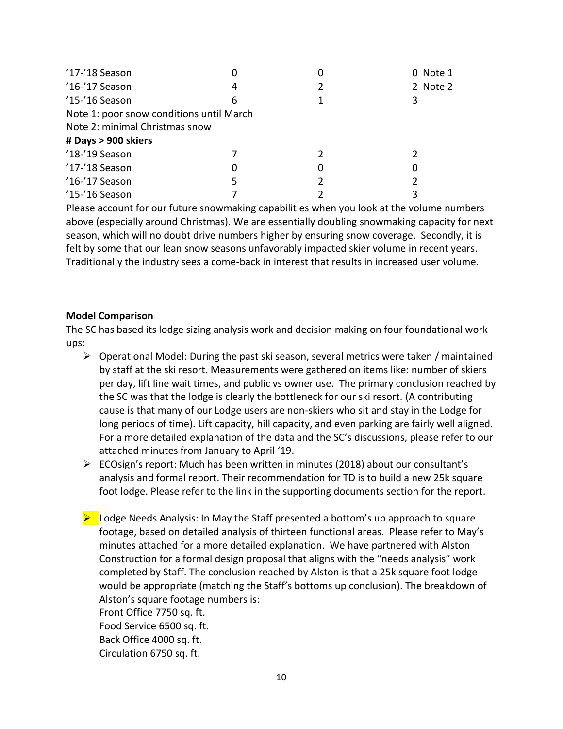| | | | |
|---|---|---|---|
| '17-'18 Season | 0 | 0 | 0 Note 1 |
| '16-'17 Season | 4 | 2 | 2 Note 2 |
| '15-'16 Season | 6 | 1 | 3 |

Note 1: poor snow conditions until March

Note 2: minimal Christmas snow

**# Days > 900 skiers**

| | | | |
|---|---|---|---|
| '18-'19 Season | 7 | 2 | 2 |
| '17-'18 Season | 0 | 0 | 0 |
| '16-'17 Season | 5 | 2 | 2 |
| '15-'16 Season | 7 | 2 | 3 |

Please account for our future snowmaking capabilities when you look at the volume numbers above (especially around Christmas). We are essentially doubling snowmaking capacity for next season, which will no doubt drive numbers higher by ensuring snow coverage. Secondly, it is felt by some that our lean snow seasons unfavorably impacted skier volume in recent years. Traditionally the industry sees a come-back in interest that results in increased user volume.

**Model Comparison**

The SC has based its lodge sizing analysis work and decision making on four foundational work ups:

- Operational Model: During the past ski season, several metrics were taken / maintained by staff at the ski resort. Measurements were gathered on items like: number of skiers per day, lift line wait times, and public vs owner use. The primary conclusion reached by the SC was that the lodge is clearly the bottleneck for our ski resort. (A contributing cause is that many of our Lodge users are non-skiers who sit and stay in the Lodge for long periods of time). Lift capacity, hill capacity, and even parking are fairly well aligned. For a more detailed explanation of the data and the SC's discussions, please refer to our attached minutes from January to April '19.
- ECOsign's report: Much has been written in minutes (2018) about our consultant's analysis and formal report. Their recommendation for TD is to build a new 25k square foot lodge. Please refer to the link in the supporting documents section for the report.
- Lodge Needs Analysis: In May the Staff presented a bottom's up approach to square footage, based on detailed analysis of thirteen functional areas. Please refer to May's minutes attached for a more detailed explanation. We have partnered with Alston Construction for a formal design proposal that aligns with the "needs analysis" work completed by Staff. The conclusion reached by Alston is that a 25k square foot lodge would be appropriate (matching the Staff's bottoms up conclusion). The breakdown of Alston's square footage numbers is:
  Front Office 7750 sq. ft.
  Food Service 6500 sq. ft.
  Back Office 4000 sq. ft.
  Circulation 6750 sq. ft.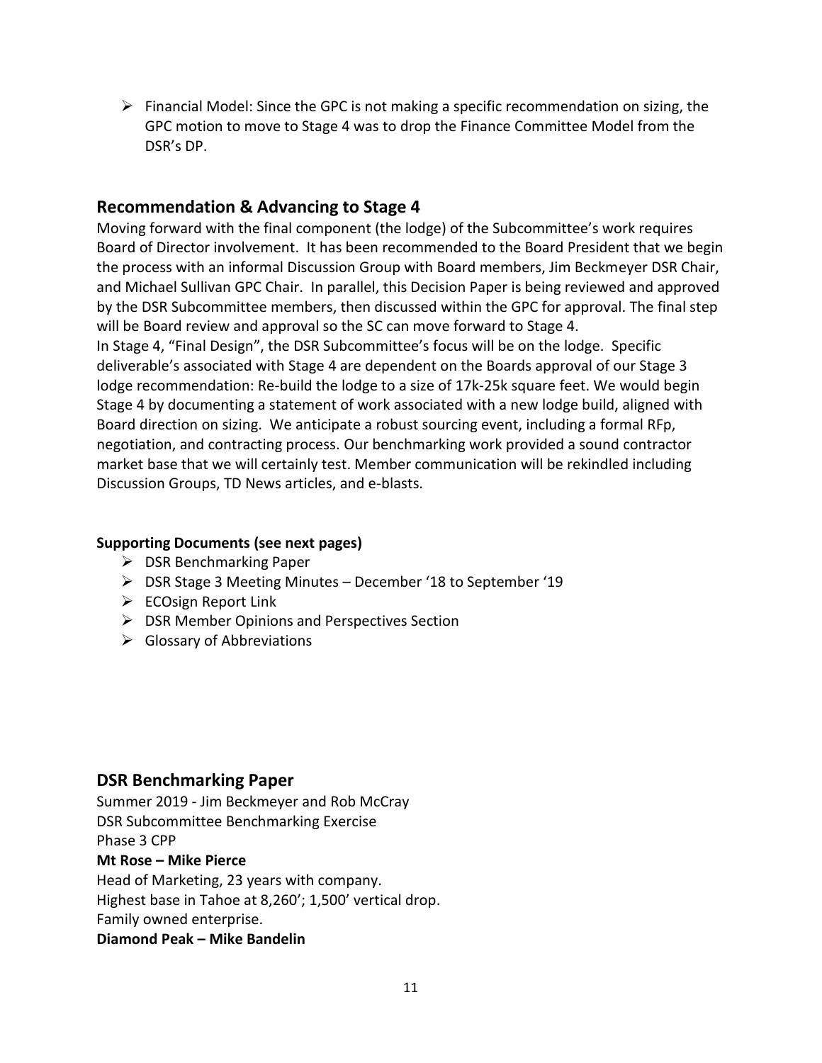- Financial Model: Since the GPC is not making a specific recommendation on sizing, the GPC motion to move to Stage 4 was to drop the Finance Committee Model from the DSR's DP.

## Recommendation & Advancing to Stage 4

Moving forward with the final component (the lodge) of the Subcommittee's work requires Board of Director involvement. It has been recommended to the Board President that we begin the process with an informal Discussion Group with Board members, Jim Beckmeyer DSR Chair, and Michael Sullivan GPC Chair. In parallel, this Decision Paper is being reviewed and approved by the DSR Subcommittee members, then discussed within the GPC for approval. The final step will be Board review and approval so the SC can move forward to Stage 4.

In Stage 4, "Final Design", the DSR Subcommittee's focus will be on the lodge. Specific deliverable's associated with Stage 4 are dependent on the Boards approval of our Stage 3 lodge recommendation: Re-build the lodge to a size of 17k-25k square feet. We would begin Stage 4 by documenting a statement of work associated with a new lodge build, aligned with Board direction on sizing. We anticipate a robust sourcing event, including a formal RFp, negotiation, and contracting process. Our benchmarking work provided a sound contractor market base that we will certainly test. Member communication will be rekindled including Discussion Groups, TD News articles, and e-blasts.

**Supporting Documents (see next pages)**

- DSR Benchmarking Paper
- DSR Stage 3 Meeting Minutes – December '18 to September '19
- ECOsign Report Link
- DSR Member Opinions and Perspectives Section
- Glossary of Abbreviations

## DSR Benchmarking Paper

Summer 2019 - Jim Beckmeyer and Rob McCray
DSR Subcommittee Benchmarking Exercise
Phase 3 CPP

**Mt Rose – Mike Pierce**

Head of Marketing, 23 years with company.
Highest base in Tahoe at 8,260'; 1,500' vertical drop.
Family owned enterprise.

**Diamond Peak – Mike Bandelin**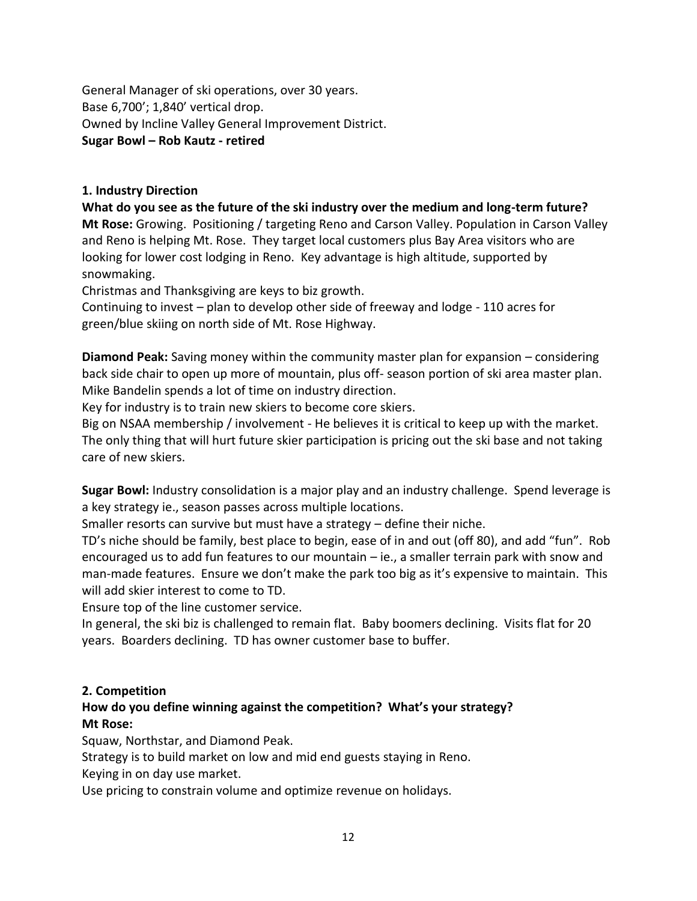General Manager of ski operations, over 30 years.
Base 6,700'; 1,840' vertical drop.
Owned by Incline Valley General Improvement District.
**Sugar Bowl – Rob Kautz - retired**

**1. Industry Direction**

**What do you see as the future of the ski industry over the medium and long-term future?**
**Mt Rose:** Growing. Positioning / targeting Reno and Carson Valley. Population in Carson Valley and Reno is helping Mt. Rose. They target local customers plus Bay Area visitors who are looking for lower cost lodging in Reno. Key advantage is high altitude, supported by snowmaking.
Christmas and Thanksgiving are keys to biz growth.
Continuing to invest – plan to develop other side of freeway and lodge - 110 acres for green/blue skiing on north side of Mt. Rose Highway.

**Diamond Peak:** Saving money within the community master plan for expansion – considering back side chair to open up more of mountain, plus off- season portion of ski area master plan. Mike Bandelin spends a lot of time on industry direction.
Key for industry is to train new skiers to become core skiers.
Big on NSAA membership / involvement - He believes it is critical to keep up with the market. The only thing that will hurt future skier participation is pricing out the ski base and not taking care of new skiers.

**Sugar Bowl:** Industry consolidation is a major play and an industry challenge. Spend leverage is a key strategy ie., season passes across multiple locations.
Smaller resorts can survive but must have a strategy – define their niche.
TD's niche should be family, best place to begin, ease of in and out (off 80), and add "fun". Rob encouraged us to add fun features to our mountain – ie., a smaller terrain park with snow and man-made features. Ensure we don't make the park too big as it's expensive to maintain. This will add skier interest to come to TD.
Ensure top of the line customer service.
In general, the ski biz is challenged to remain flat. Baby boomers declining. Visits flat for 20 years. Boarders declining. TD has owner customer base to buffer.

**2. Competition**

**How do you define winning against the competition? What's your strategy?**
**Mt Rose:**
Squaw, Northstar, and Diamond Peak.
Strategy is to build market on low and mid end guests staying in Reno.
Keying in on day use market.
Use pricing to constrain volume and optimize revenue on holidays.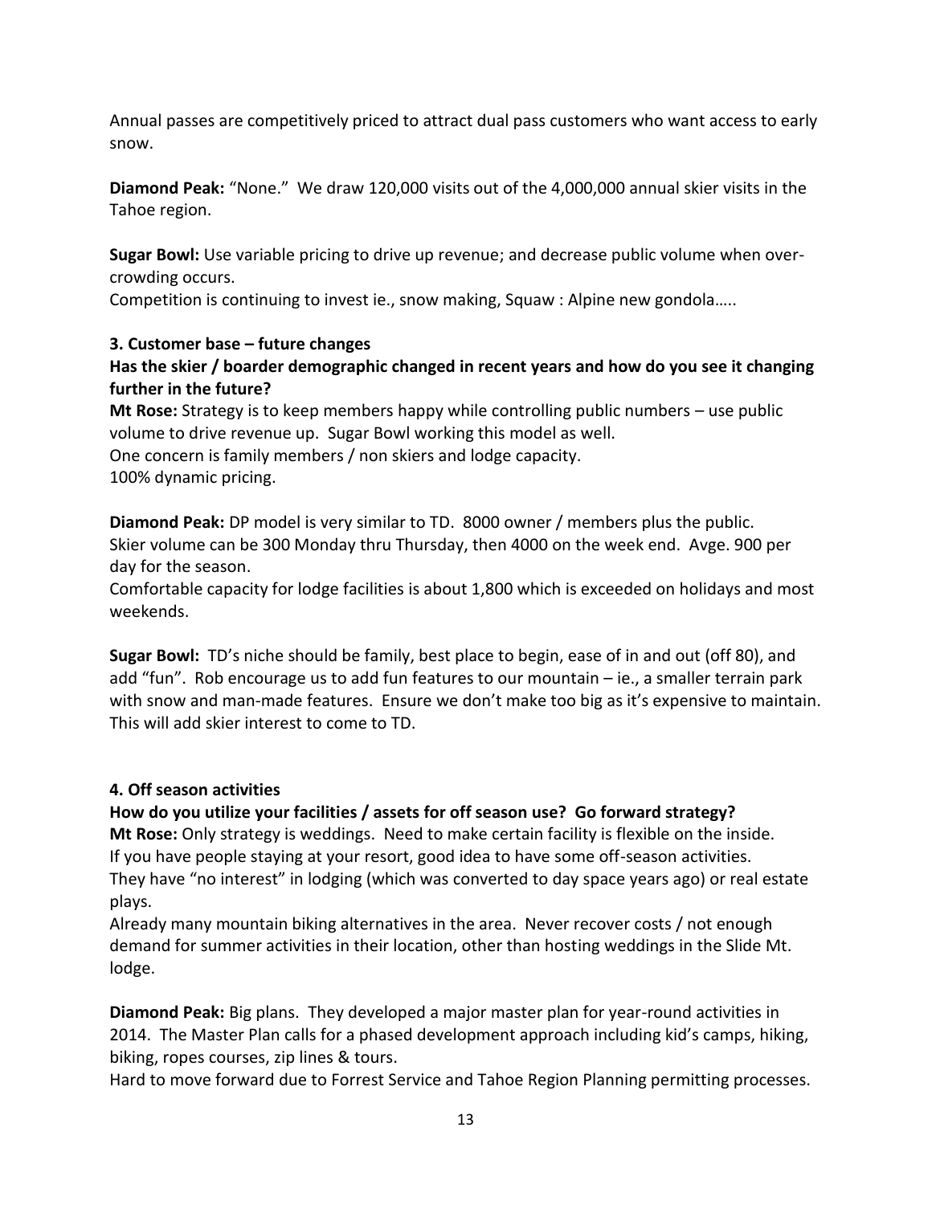Annual passes are competitively priced to attract dual pass customers who want access to early snow.

**Diamond Peak:** "None." We draw 120,000 visits out of the 4,000,000 annual skier visits in the Tahoe region.

**Sugar Bowl:** Use variable pricing to drive up revenue; and decrease public volume when over-crowding occurs.
Competition is continuing to invest ie., snow making, Squaw : Alpine new gondola…..

**3. Customer base – future changes**

**Has the skier / boarder demographic changed in recent years and how do you see it changing further in the future?**

**Mt Rose:** Strategy is to keep members happy while controlling public numbers – use public volume to drive revenue up. Sugar Bowl working this model as well.
One concern is family members / non skiers and lodge capacity.
100% dynamic pricing.

**Diamond Peak:** DP model is very similar to TD. 8000 owner / members plus the public.
Skier volume can be 300 Monday thru Thursday, then 4000 on the week end. Avge. 900 per day for the season.
Comfortable capacity for lodge facilities is about 1,800 which is exceeded on holidays and most weekends.

**Sugar Bowl:** TD's niche should be family, best place to begin, ease of in and out (off 80), and add "fun". Rob encourage us to add fun features to our mountain – ie., a smaller terrain park with snow and man-made features. Ensure we don't make too big as it's expensive to maintain. This will add skier interest to come to TD.

**4. Off season activities**

**How do you utilize your facilities / assets for off season use? Go forward strategy?**

**Mt Rose:** Only strategy is weddings. Need to make certain facility is flexible on the inside.
If you have people staying at your resort, good idea to have some off-season activities.
They have "no interest" in lodging (which was converted to day space years ago) or real estate plays.
Already many mountain biking alternatives in the area. Never recover costs / not enough demand for summer activities in their location, other than hosting weddings in the Slide Mt. lodge.

**Diamond Peak:** Big plans. They developed a major master plan for year-round activities in 2014. The Master Plan calls for a phased development approach including kid's camps, hiking, biking, ropes courses, zip lines & tours.
Hard to move forward due to Forrest Service and Tahoe Region Planning permitting processes.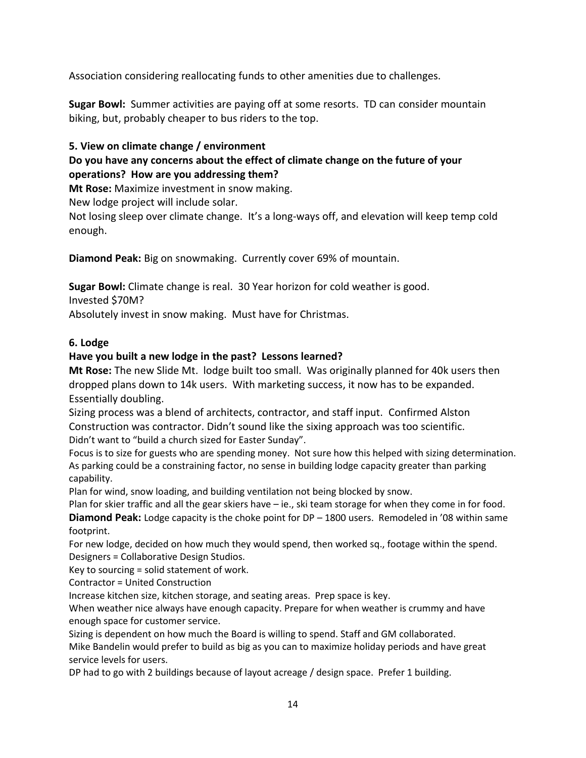Association considering reallocating funds to other amenities due to challenges.

**Sugar Bowl:** Summer activities are paying off at some resorts. TD can consider mountain biking, but, probably cheaper to bus riders to the top.

**5. View on climate change / environment**

**Do you have any concerns about the effect of climate change on the future of your operations? How are you addressing them?**

**Mt Rose:** Maximize investment in snow making.

New lodge project will include solar.

Not losing sleep over climate change. It's a long-ways off, and elevation will keep temp cold enough.

**Diamond Peak:** Big on snowmaking. Currently cover 69% of mountain.

**Sugar Bowl:** Climate change is real. 30 Year horizon for cold weather is good.

Invested $70M?

Absolutely invest in snow making. Must have for Christmas.

**6. Lodge**

**Have you built a new lodge in the past? Lessons learned?**

**Mt Rose:** The new Slide Mt. lodge built too small. Was originally planned for 40k users then dropped plans down to 14k users. With marketing success, it now has to be expanded. Essentially doubling.

Sizing process was a blend of architects, contractor, and staff input. Confirmed Alston Construction was contractor. Didn't sound like the sixing approach was too scientific.

Didn't want to "build a church sized for Easter Sunday".

Focus is to size for guests who are spending money. Not sure how this helped with sizing determination.

As parking could be a constraining factor, no sense in building lodge capacity greater than parking capability.

Plan for wind, snow loading, and building ventilation not being blocked by snow.

Plan for skier traffic and all the gear skiers have – ie., ski team storage for when they come in for food.

**Diamond Peak:** Lodge capacity is the choke point for DP – 1800 users. Remodeled in '08 within same footprint.

For new lodge, decided on how much they would spend, then worked sq., footage within the spend.

Designers = Collaborative Design Studios.

Key to sourcing = solid statement of work.

Contractor = United Construction

Increase kitchen size, kitchen storage, and seating areas. Prep space is key.

When weather nice always have enough capacity. Prepare for when weather is crummy and have enough space for customer service.

Sizing is dependent on how much the Board is willing to spend. Staff and GM collaborated.

Mike Bandelin would prefer to build as big as you can to maximize holiday periods and have great service levels for users.

DP had to go with 2 buildings because of layout acreage / design space. Prefer 1 building.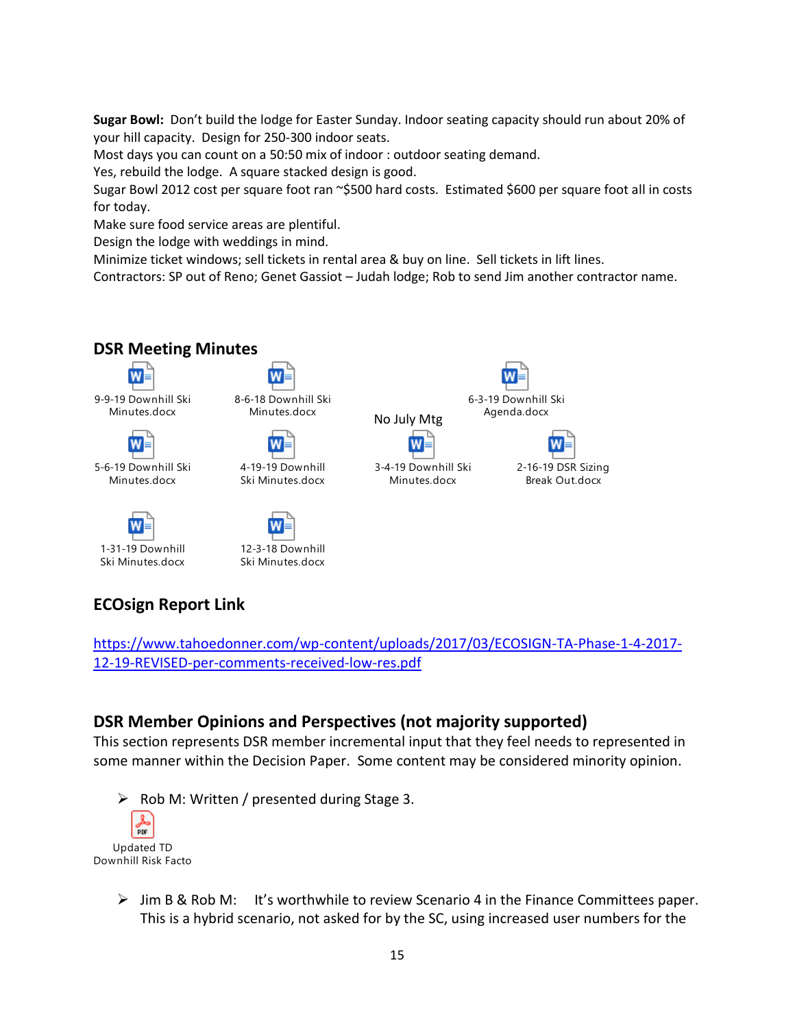**Sugar Bowl:** Don't build the lodge for Easter Sunday. Indoor seating capacity should run about 20% of your hill capacity. Design for 250-300 indoor seats.
Most days you can count on a 50:50 mix of indoor : outdoor seating demand.
Yes, rebuild the lodge. A square stacked design is good.
Sugar Bowl 2012 cost per square foot ran ~$500 hard costs. Estimated $600 per square foot all in costs for today.
Make sure food service areas are plentiful.
Design the lodge with weddings in mind.
Minimize ticket windows; sell tickets in rental area & buy on line. Sell tickets in lift lines.
Contractors: SP out of Reno; Genet Gassiot – Judah lodge; Rob to send Jim another contractor name.

## DSR Meeting Minutes

- 9-9-19 Downhill Ski Minutes.docx
- 8-6-18 Downhill Ski Minutes.docx
- No July Mtg
- 6-3-19 Downhill Ski Agenda.docx
- 5-6-19 Downhill Ski Minutes.docx
- 4-19-19 Downhill Ski Minutes.docx
- 3-4-19 Downhill Ski Minutes.docx
- 2-16-19 DSR Sizing Break Out.docx
- 1-31-19 Downhill Ski Minutes.docx
- 12-3-18 Downhill Ski Minutes.docx

## ECOsign Report Link

https://www.tahoedonner.com/wp-content/uploads/2017/03/ECOSIGN-TA-Phase-1-4-2017-12-19-REVISED-per-comments-received-low-res.pdf

## DSR Member Opinions and Perspectives (not majority supported)

This section represents DSR member incremental input that they feel needs to represented in some manner within the Decision Paper. Some content may be considered minority opinion.

- Rob M: Written / presented during Stage 3.

  Updated TD Downhill Risk Facto

- Jim B & Rob M: It's worthwhile to review Scenario 4 in the Finance Committees paper. This is a hybrid scenario, not asked for by the SC, using increased user numbers for the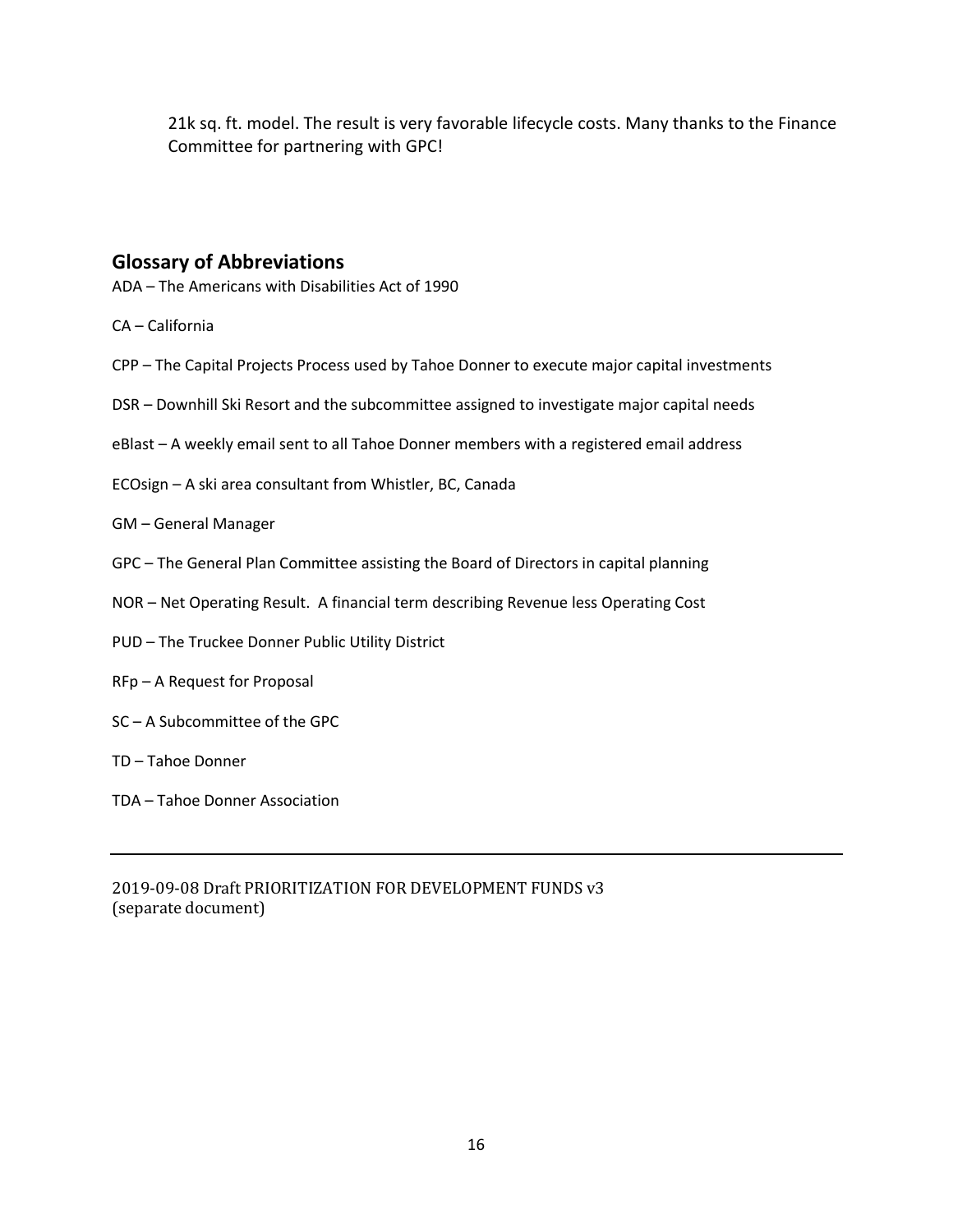21k sq. ft. model. The result is very favorable lifecycle costs. Many thanks to the Finance Committee for partnering with GPC!

## Glossary of Abbreviations

ADA – The Americans with Disabilities Act of 1990

CA – California

CPP – The Capital Projects Process used by Tahoe Donner to execute major capital investments

DSR – Downhill Ski Resort and the subcommittee assigned to investigate major capital needs

eBlast – A weekly email sent to all Tahoe Donner members with a registered email address

ECOsign – A ski area consultant from Whistler, BC, Canada

GM – General Manager

GPC – The General Plan Committee assisting the Board of Directors in capital planning

NOR – Net Operating Result. A financial term describing Revenue less Operating Cost

PUD – The Truckee Donner Public Utility District

RFp – A Request for Proposal

SC – A Subcommittee of the GPC

TD – Tahoe Donner

TDA – Tahoe Donner Association

---

2019-09-08 Draft PRIORITIZATION FOR DEVELOPMENT FUNDS v3
(separate document)